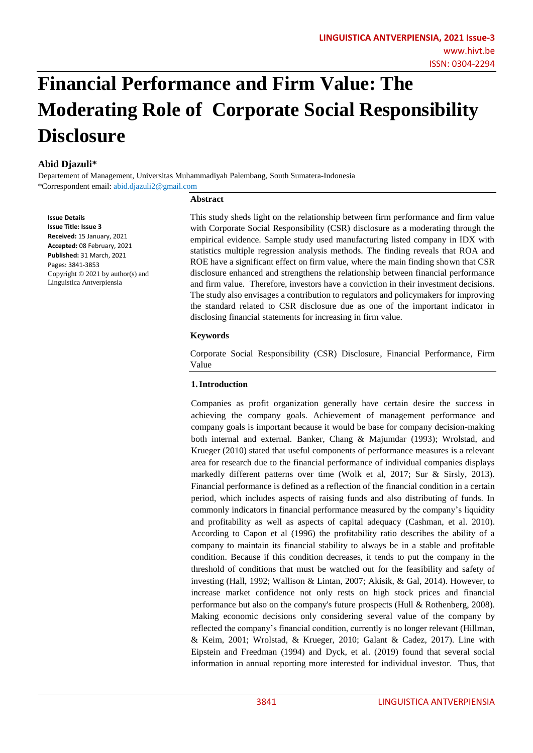# Financial Performance and Firm Value: The Moderating Role of Corporate Social Responsibility Disclosure

**Abid Djazuli***

Departement of Management, Universitas Muhammadiyah Palembang, South Sumatera-Indonesia
*Correspondent email: abid.djazuli2@gmail.com

**Issue Details**
**Issue Title: Issue 3**
**Received:** 15 January, 2021
**Accepted:** 08 February, 2021
**Published:** 31 March, 2021
Pages: 3841-3853
Copyright © 2021 by author(s) and Linguistica Antverpiensia

**Abstract**

This study sheds light on the relationship between firm performance and firm value with Corporate Social Responsibility (CSR) disclosure as a moderating through the empirical evidence. Sample study used manufacturing listed company in IDX with statistics multiple regression analysis methods. The finding reveals that ROA and ROE have a significant effect on firm value, where the main finding shown that CSR disclosure enhanced and strengthens the relationship between financial performance and firm value. Therefore, investors have a conviction in their investment decisions. The study also envisages a contribution to regulators and policymakers for improving the standard related to CSR disclosure due as one of the important indicator in disclosing financial statements for increasing in firm value.

**Keywords**

Corporate Social Responsibility (CSR) Disclosure, Financial Performance, Firm Value

## 1. Introduction

Companies as profit organization generally have certain desire the success in achieving the company goals. Achievement of management performance and company goals is important because it would be base for company decision-making both internal and external. Banker, Chang & Majumdar (1993); Wrolstad, and Krueger (2010) stated that useful components of performance measures is a relevant area for research due to the financial performance of individual companies displays markedly different patterns over time (Wolk et al, 2017; Sur & Sirsly, 2013). Financial performance is defined as a reflection of the financial condition in a certain period, which includes aspects of raising funds and also distributing of funds. In commonly indicators in financial performance measured by the company's liquidity and profitability as well as aspects of capital adequacy (Cashman, et al. 2010). According to Capon et al (1996) the profitability ratio describes the ability of a company to maintain its financial stability to always be in a stable and profitable condition. Because if this condition decreases, it tends to put the company in the threshold of conditions that must be watched out for the feasibility and safety of investing (Hall, 1992; Wallison & Lintan, 2007; Akisik, & Gal, 2014). However, to increase market confidence not only rests on high stock prices and financial performance but also on the company's future prospects (Hull & Rothenberg, 2008). Making economic decisions only considering several value of the company by reflected the company's financial condition, currently is no longer relevant (Hillman, & Keim, 2001; Wrolstad, & Krueger, 2010; Galant & Cadez, 2017). Line with Eipstein and Freedman (1994) and Dyck, et al. (2019) found that several social information in annual reporting more interested for individual investor. Thus, that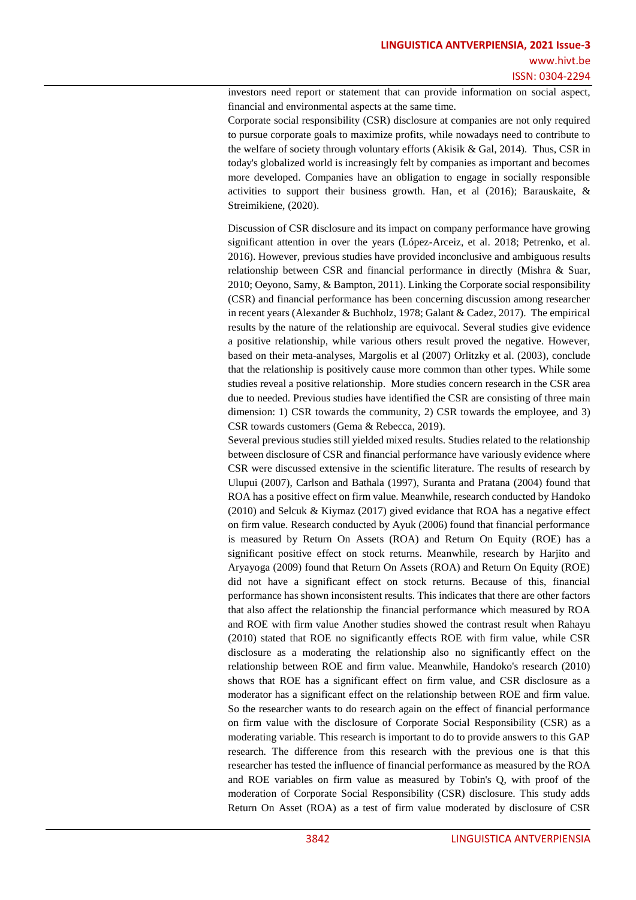investors need report or statement that can provide information on social aspect, financial and environmental aspects at the same time.

Corporate social responsibility (CSR) disclosure at companies are not only required to pursue corporate goals to maximize profits, while nowadays need to contribute to the welfare of society through voluntary efforts (Akisik & Gal, 2014). Thus, CSR in today's globalized world is increasingly felt by companies as important and becomes more developed. Companies have an obligation to engage in socially responsible activities to support their business growth. Han, et al (2016); Barauskaite, & Streimikiene, (2020).

Discussion of CSR disclosure and its impact on company performance have growing significant attention in over the years (López-Arceiz, et al. 2018; Petrenko, et al. 2016). However, previous studies have provided inconclusive and ambiguous results relationship between CSR and financial performance in directly (Mishra & Suar, 2010; Oeyono, Samy, & Bampton, 2011). Linking the Corporate social responsibility (CSR) and financial performance has been concerning discussion among researcher in recent years (Alexander & Buchholz, 1978; Galant & Cadez, 2017). The empirical results by the nature of the relationship are equivocal. Several studies give evidence a positive relationship, while various others result proved the negative. However, based on their meta-analyses, Margolis et al (2007) Orlitzky et al. (2003), conclude that the relationship is positively cause more common than other types. While some studies reveal a positive relationship. More studies concern research in the CSR area due to needed. Previous studies have identified the CSR are consisting of three main dimension: 1) CSR towards the community, 2) CSR towards the employee, and 3) CSR towards customers (Gema & Rebecca, 2019).

Several previous studies still yielded mixed results. Studies related to the relationship between disclosure of CSR and financial performance have variously evidence where CSR were discussed extensive in the scientific literature. The results of research by Ulupui (2007), Carlson and Bathala (1997), Suranta and Pratana (2004) found that ROA has a positive effect on firm value. Meanwhile, research conducted by Handoko (2010) and Selcuk & Kiymaz (2017) gived evidance that ROA has a negative effect on firm value. Research conducted by Ayuk (2006) found that financial performance is measured by Return On Assets (ROA) and Return On Equity (ROE) has a significant positive effect on stock returns. Meanwhile, research by Harjito and Aryayoga (2009) found that Return On Assets (ROA) and Return On Equity (ROE) did not have a significant effect on stock returns. Because of this, financial performance has shown inconsistent results. This indicates that there are other factors that also affect the relationship the financial performance which measured by ROA and ROE with firm value Another studies showed the contrast result when Rahayu (2010) stated that ROE no significantly effects ROE with firm value, while CSR disclosure as a moderating the relationship also no significantly effect on the relationship between ROE and firm value. Meanwhile, Handoko's research (2010) shows that ROE has a significant effect on firm value, and CSR disclosure as a moderator has a significant effect on the relationship between ROE and firm value. So the researcher wants to do research again on the effect of financial performance on firm value with the disclosure of Corporate Social Responsibility (CSR) as a moderating variable. This research is important to do to provide answers to this GAP research. The difference from this research with the previous one is that this researcher has tested the influence of financial performance as measured by the ROA and ROE variables on firm value as measured by Tobin's Q, with proof of the moderation of Corporate Social Responsibility (CSR) disclosure. This study adds Return On Asset (ROA) as a test of firm value moderated by disclosure of CSR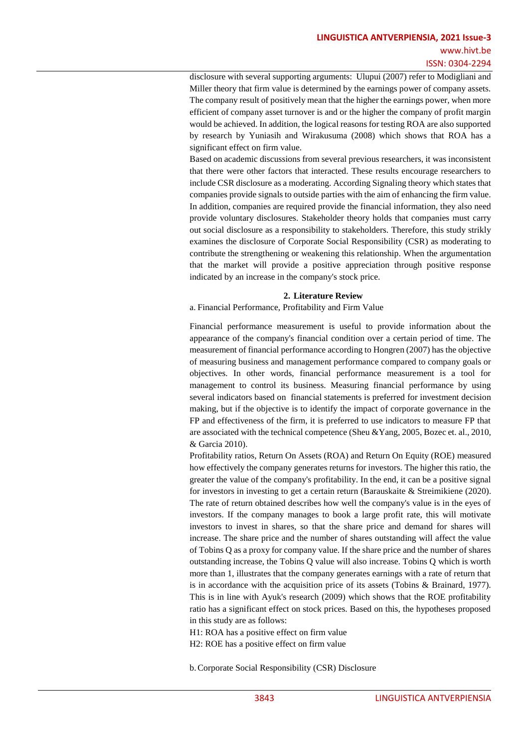disclosure with several supporting arguments: Ulupui (2007) refer to Modigliani and Miller theory that firm value is determined by the earnings power of company assets. The company result of positively mean that the higher the earnings power, when more efficient of company asset turnover is and or the higher the company of profit margin would be achieved. In addition, the logical reasons for testing ROA are also supported by research by Yuniasih and Wirakusuma (2008) which shows that ROA has a significant effect on firm value.

Based on academic discussions from several previous researchers, it was inconsistent that there were other factors that interacted. These results encourage researchers to include CSR disclosure as a moderating. According Signaling theory which states that companies provide signals to outside parties with the aim of enhancing the firm value. In addition, companies are required provide the financial information, they also need provide voluntary disclosures. Stakeholder theory holds that companies must carry out social disclosure as a responsibility to stakeholders. Therefore, this study strikly examines the disclosure of Corporate Social Responsibility (CSR) as moderating to contribute the strengthening or weakening this relationship. When the argumentation that the market will provide a positive appreciation through positive response indicated by an increase in the company's stock price.

## 2. Literature Review

a. Financial Performance, Profitability and Firm Value

Financial performance measurement is useful to provide information about the appearance of the company's financial condition over a certain period of time. The measurement of financial performance according to Hongren (2007) has the objective of measuring business and management performance compared to company goals or objectives. In other words, financial performance measurement is a tool for management to control its business. Measuring financial performance by using several indicators based on financial statements is preferred for investment decision making, but if the objective is to identify the impact of corporate governance in the FP and effectiveness of the firm, it is preferred to use indicators to measure FP that are associated with the technical competence (Sheu &Yang, 2005, Bozec et. al., 2010, & Garcia 2010).

Profitability ratios, Return On Assets (ROA) and Return On Equity (ROE) measured how effectively the company generates returns for investors. The higher this ratio, the greater the value of the company's profitability. In the end, it can be a positive signal for investors in investing to get a certain return (Barauskaite & Streimikiene (2020). The rate of return obtained describes how well the company's value is in the eyes of investors. If the company manages to book a large profit rate, this will motivate investors to invest in shares, so that the share price and demand for shares will increase. The share price and the number of shares outstanding will affect the value of Tobins Q as a proxy for company value. If the share price and the number of shares outstanding increase, the Tobins Q value will also increase. Tobins Q which is worth more than 1, illustrates that the company generates earnings with a rate of return that is in accordance with the acquisition price of its assets (Tobins & Brainard, 1977). This is in line with Ayuk's research (2009) which shows that the ROE profitability ratio has a significant effect on stock prices. Based on this, the hypotheses proposed in this study are as follows:

H1: ROA has a positive effect on firm value

H2: ROE has a positive effect on firm value

b. Corporate Social Responsibility (CSR) Disclosure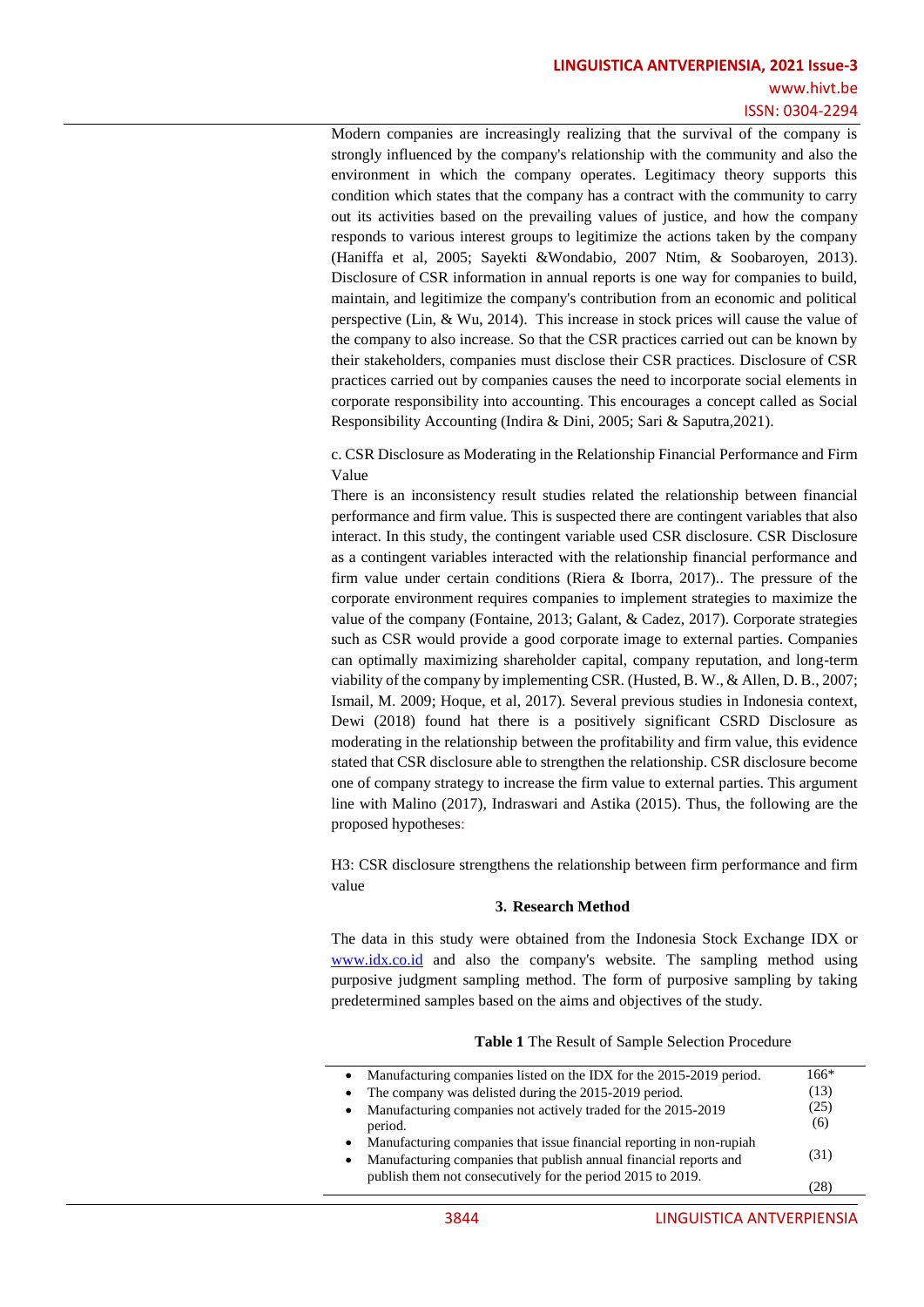Modern companies are increasingly realizing that the survival of the company is strongly influenced by the company's relationship with the community and also the environment in which the company operates. Legitimacy theory supports this condition which states that the company has a contract with the community to carry out its activities based on the prevailing values of justice, and how the company responds to various interest groups to legitimize the actions taken by the company (Haniffa et al, 2005; Sayekti &Wondabio, 2007 Ntim, & Soobaroyen, 2013). Disclosure of CSR information in annual reports is one way for companies to build, maintain, and legitimize the company's contribution from an economic and political perspective (Lin, & Wu, 2014). This increase in stock prices will cause the value of the company to also increase. So that the CSR practices carried out can be known by their stakeholders, companies must disclose their CSR practices. Disclosure of CSR practices carried out by companies causes the need to incorporate social elements in corporate responsibility into accounting. This encourages a concept called as Social Responsibility Accounting (Indira & Dini, 2005; Sari & Saputra,2021).

c. CSR Disclosure as Moderating in the Relationship Financial Performance and Firm Value

There is an inconsistency result studies related the relationship between financial performance and firm value. This is suspected there are contingent variables that also interact. In this study, the contingent variable used CSR disclosure. CSR Disclosure as a contingent variables interacted with the relationship financial performance and firm value under certain conditions (Riera & Iborra, 2017).. The pressure of the corporate environment requires companies to implement strategies to maximize the value of the company (Fontaine, 2013; Galant, & Cadez, 2017). Corporate strategies such as CSR would provide a good corporate image to external parties. Companies can optimally maximizing shareholder capital, company reputation, and long-term viability of the company by implementing CSR. (Husted, B. W., & Allen, D. B., 2007; Ismail, M. 2009; Hoque, et al, 2017). Several previous studies in Indonesia context, Dewi (2018) found hat there is a positively significant CSRD Disclosure as moderating in the relationship between the profitability and firm value, this evidence stated that CSR disclosure able to strengthen the relationship. CSR disclosure become one of company strategy to increase the firm value to external parties. This argument line with Malino (2017), Indraswari and Astika (2015). Thus, the following are the proposed hypotheses:

H3: CSR disclosure strengthens the relationship between firm performance and firm value

## 3. Research Method

The data in this study were obtained from the Indonesia Stock Exchange IDX or www.idx.co.id and also the company's website. The sampling method using purposive judgment sampling method. The form of purposive sampling by taking predetermined samples based on the aims and objectives of the study.

**Table 1** The Result of Sample Selection Procedure

| Criteria | Total |
|---|---|
| • Manufacturing companies listed on the IDX for the 2015-2019 period. | 166* |
| • The company was delisted during the 2015-2019 period. | (13) |
| • Manufacturing companies not actively traded for the 2015-2019 period. | (25) |
| • Manufacturing companies that issue financial reporting in non-rupiah | (6) |
| • Manufacturing companies that publish annual financial reports and publish them not consecutively for the period 2015 to 2019. | (31) |
| | (28) |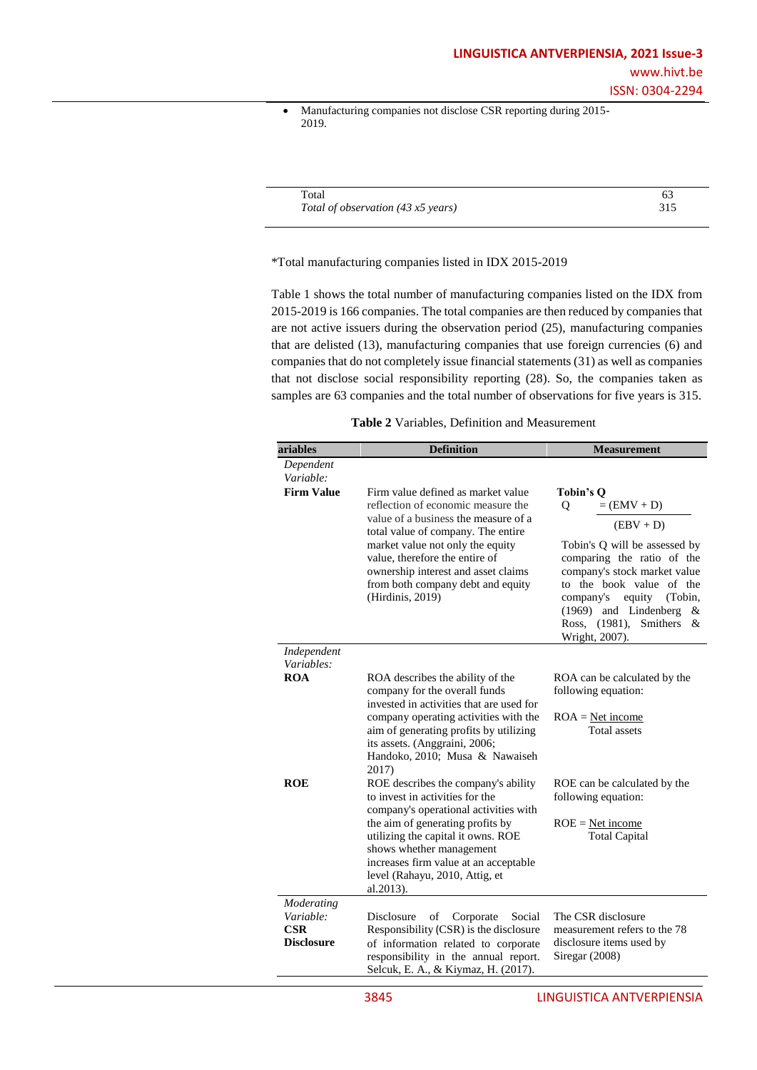- Manufacturing companies not disclose CSR reporting during 2015-2019.

| | |
|---|---|
| Total | 63 |
| *Total of observation (43 x5 years)* | 315 |

*Total manufacturing companies listed in IDX 2015-2019

Table 1 shows the total number of manufacturing companies listed on the IDX from 2015-2019 is 166 companies. The total companies are then reduced by companies that are not active issuers during the observation period (25), manufacturing companies that are delisted (13), manufacturing companies that use foreign currencies (6) and companies that do not completely issue financial statements (31) as well as companies that not disclose social responsibility reporting (28). So, the companies taken as samples are 63 companies and the total number of observations for five years is 315.

**Table 2** Variables, Definition and Measurement

| ariables | Definition | Measurement |
|---|---|---|
| *Dependent Variable:* **Firm Value** | Firm value defined as market value reflection of economic measure the value of a business the measure of a total value of company. The entire market value not only the equity value, therefore the entire of ownership interest and asset claims from both company debt and equity (Hirdinis, 2019) | **Tobin's Q** $Q = \frac{(EMV + D)}{(EBV + D)}$ Tobin's Q will be assessed by comparing the ratio of the company's stock market value to the book value of the company's equity (Tobin, (1969) and Lindenberg & Ross, (1981), Smithers & Wright, 2007). |
| *Independent Variables:* **ROA** | ROA describes the ability of the company for the overall funds invested in activities that are used for company operating activities with the aim of generating profits by utilizing its assets. (Anggraini, 2006; Handoko, 2010; Musa & Nawaiseh 2017) | ROA can be calculated by the following equation: $ROA = \frac{\text{Net income}}{\text{Total assets}}$ |
| **ROE** | ROE describes the company's ability to invest in activities for the company's operational activities with the aim of generating profits by utilizing the capital it owns. ROE shows whether management increases firm value at an acceptable level (Rahayu, 2010, Attig, et al.2013). | ROE can be calculated by the following equation: $ROE = \frac{\text{Net income}}{\text{Total Capital}}$ |
| *Moderating Variable:* **CSR Disclosure** | Disclosure of Corporate Social Responsibility (CSR) is the disclosure of information related to corporate responsibility in the annual report. Selcuk, E. A., & Kiymaz, H. (2017). | The CSR disclosure measurement refers to the 78 disclosure items used by Siregar (2008) |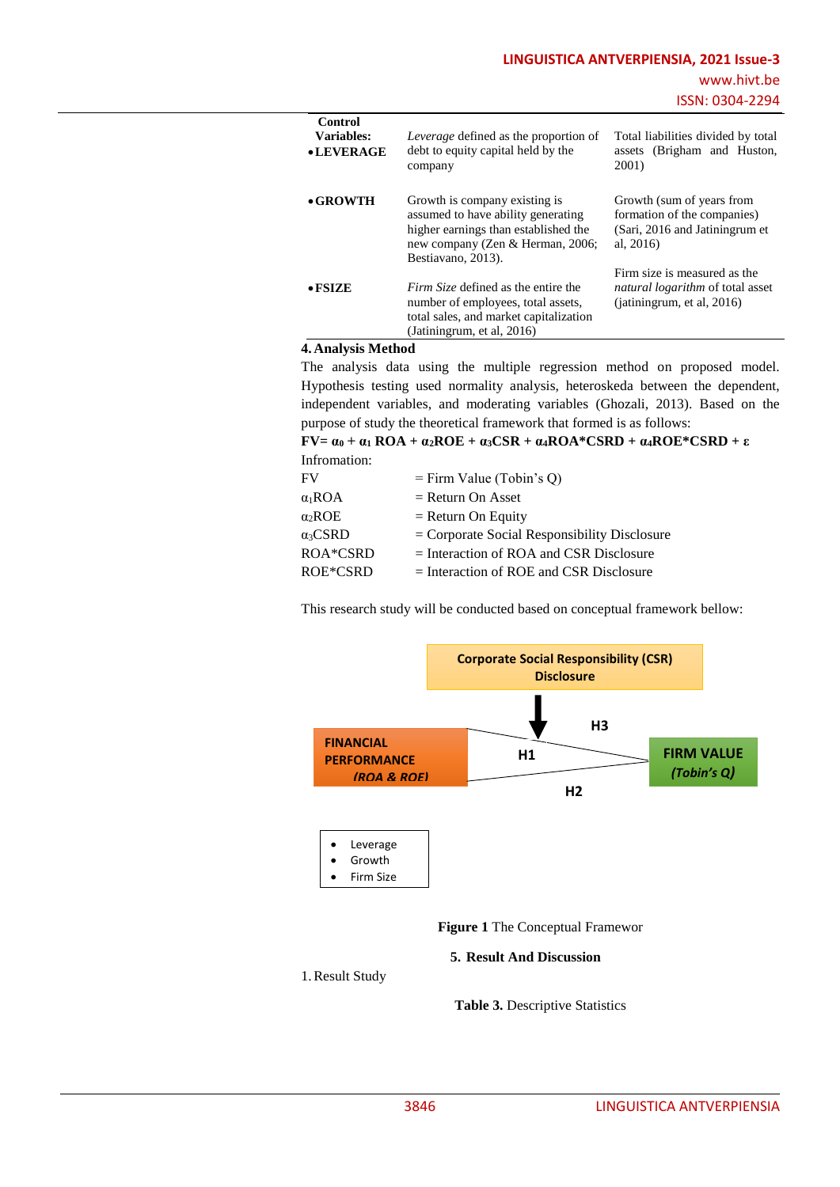| Control Variables: | | |
|---|---|---|
| • LEVERAGE | *Leverage* defined as the proportion of debt to equity capital held by the company | Total liabilities divided by total assets (Brigham and Huston, 2001) |
| • GROWTH | Growth is company existing is assumed to have ability generating higher earnings than established the new company (Zen & Herman, 2006; Bestiavano, 2013). | Growth (sum of years from formation of the companies) (Sari, 2016 and Jatiningrum et al, 2016) |
| • FSIZE | *Firm Size* defined as the entire the number of employees, total assets, total sales, and market capitalization (Jatiningrum, et al, 2016) | Firm size is measured as the *natural logarithm* of total asset (jatiningrum, et al, 2016) |

## 4. Analysis Method

The analysis data using the multiple regression method on proposed model. Hypothesis testing used normality analysis, heteroskeda between the dependent, independent variables, and moderating variables (Ghozali, 2013). Based on the purpose of study the theoretical framework that formed is as follows:

$$FV = \alpha_0 + \alpha_1 ROA + \alpha_2 ROE + \alpha_3 CSR + \alpha_4 ROA*CSRD + \alpha_4 ROE*CSRD + \varepsilon$$

Infromation:

| | |
|---|---|
| FV | = Firm Value (Tobin's Q) |
| $\alpha_1$ROA | = Return On Asset |
| $\alpha_2$ROE | = Return On Equity |
| $\alpha_3$CSRD | = Corporate Social Responsibility Disclosure |
| ROA*CSRD | = Interaction of ROA and CSR Disclosure |
| ROE*CSRD | = Interaction of ROE and CSR Disclosure |

This research study will be conducted based on conceptual framework bellow:

Corporate Social Responsibility (CSR) Disclosure

H3

FINANCIAL PERFORMANCE (ROA & ROE) — H1 — FIRM VALUE (Tobin's Q)

H2

- Leverage
- Growth
- Firm Size

**Figure 1** The Conceptual Framewor

## 5. Result And Discussion

1. Result Study

**Table 3.** Descriptive Statistics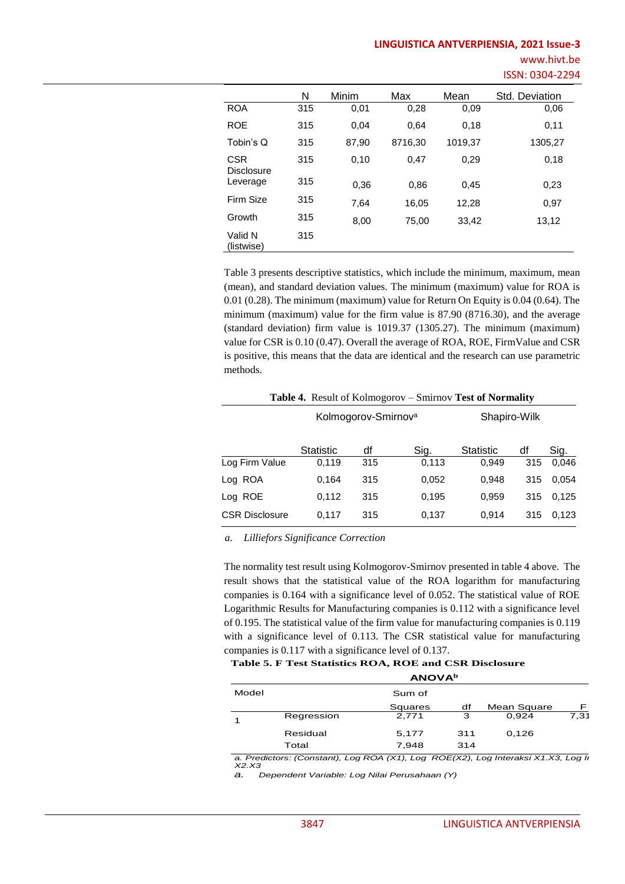|  | N | Minim | Max | Mean | Std. Deviation |
|---|---|---|---|---|---|
| ROA | 315 | 0,01 | 0,28 | 0,09 | 0,06 |
| ROE | 315 | 0,04 | 0,64 | 0,18 | 0,11 |
| Tobin's Q | 315 | 87,90 | 8716,30 | 1019,37 | 1305,27 |
| CSR Disclosure | 315 | 0,10 | 0,47 | 0,29 | 0,18 |
| Leverage | 315 | 0,36 | 0,86 | 0,45 | 0,23 |
| Firm Size | 315 | 7,64 | 16,05 | 12,28 | 0,97 |
| Growth | 315 | 8,00 | 75,00 | 33,42 | 13,12 |
| Valid N (listwise) | 315 |  |  |  |  |

Table 3 presents descriptive statistics, which include the minimum, maximum, mean (mean), and standard deviation values. The minimum (maximum) value for ROA is 0.01 (0.28). The minimum (maximum) value for Return On Equity is 0.04 (0.64). The minimum (maximum) value for the firm value is 87.90 (8716.30), and the average (standard deviation) firm value is 1019.37 (1305.27). The minimum (maximum) value for CSR is 0.10 (0.47). Overall the average of ROA, ROE, FirmValue and CSR is positive, this means that the data are identical and the research can use parametric methods.

**Table 4.** Result of Kolmogorov – Smirnov **Test of Normality**

|  | Kolmogorov-Smirnov[a] |  |  | Shapiro-Wilk |  |  |
|---|---|---|---|---|---|---|
|  | Statistic | df | Sig. | Statistic | df | Sig. |
| Log Firm Value | 0,119 | 315 | 0,113 | 0,949 | 315 | 0,046 |
| Log ROA | 0,164 | 315 | 0,052 | 0,948 | 315 | 0,054 |
| Log ROE | 0,112 | 315 | 0,195 | 0,959 | 315 | 0,125 |
| CSR Disclosure | 0,117 | 315 | 0,137 | 0,914 | 315 | 0,123 |

*a. Lilliefors Significance Correction*

The normality test result using Kolmogorov-Smirnov presented in table 4 above. The result shows that the statistical value of the ROA logarithm for manufacturing companies is 0.164 with a significance level of 0.052. The statistical value of ROE Logarithmic Results for Manufacturing companies is 0.112 with a significance level of 0.195. The statistical value of the firm value for manufacturing companies is 0.119 with a significance level of 0.113. The CSR statistical value for manufacturing companies is 0.117 with a significance level of 0.137.

**Table 5. F Test Statistics ROA, ROE and CSR Disclosure**

**ANOVA[b]**

| Model |  | Sum of Squares | df | Mean Square | F |
|---|---|---|---|---|---|
| 1 | Regression | 2,771 | 3 | 0,924 | 7,31 |
|  | Residual | 5,177 | 311 | 0,126 |  |
|  | Total | 7,948 | 314 |  |  |

*a. Predictors: (Constant), Log ROA (X1), Log ROE(X2), Log Interaksi X1.X3, Log I X2.X3*

*a. Dependent Variable: Log Nilai Perusahaan (Y)*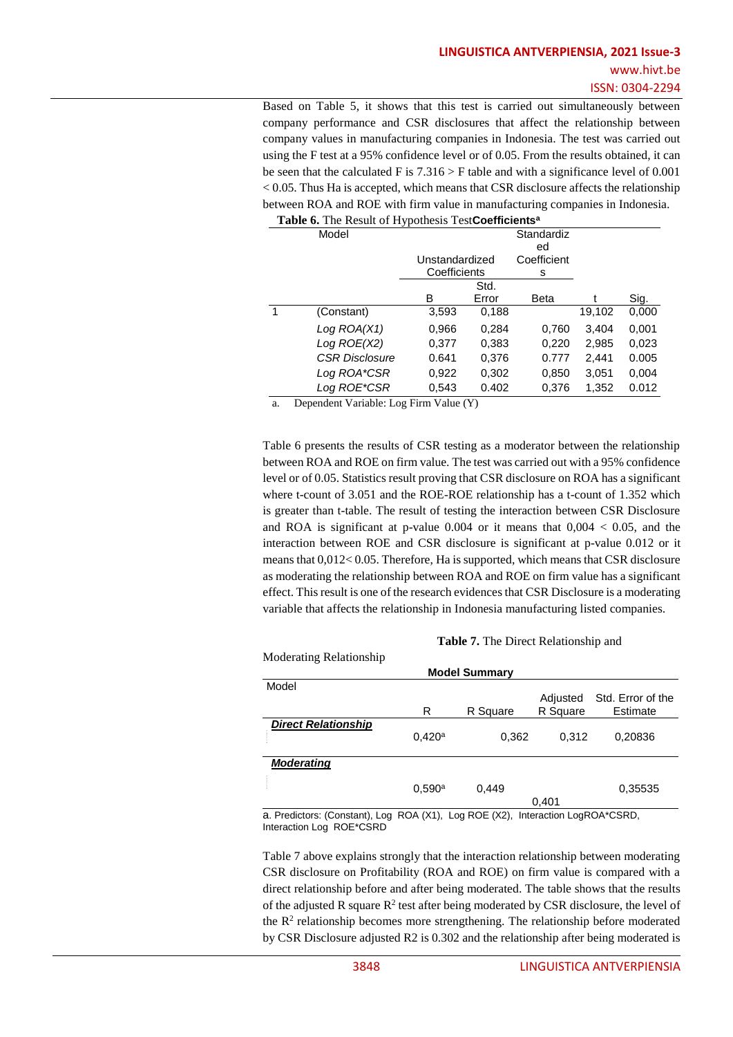Based on Table 5, it shows that this test is carried out simultaneously between company performance and CSR disclosures that affect the relationship between company values in manufacturing companies in Indonesia. The test was carried out using the F test at a 95% confidence level or of 0.05. From the results obtained, it can be seen that the calculated F is 7.316 > F table and with a significance level of 0.001 < 0.05. Thus Ha is accepted, which means that CSR disclosure affects the relationship between ROA and ROE with firm value in manufacturing companies in Indonesia.

**Table 6.** The Result of Hypothesis Test**Coefficients[a]**

| Model | | Unstandardized Coefficients | | Standardized Coefficients | | |
|---|---|---|---|---|---|---|
| | | B | Std. Error | Beta | t | Sig. |
| 1 | (Constant) | 3,593 | 0,188 | | 19,102 | 0,000 |
| | *Log ROA(X1)* | 0,966 | 0,284 | 0,760 | 3,404 | 0,001 |
| | *Log ROE(X2)* | 0,377 | 0,383 | 0,220 | 2,985 | 0,023 |
| | *CSR Disclosure* | 0.641 | 0,376 | 0.777 | 2,441 | 0.005 |
| | *Log ROA\*CSR* | 0,922 | 0,302 | 0,850 | 3,051 | 0,004 |
| | *Log ROE\*CSR* | 0,543 | 0.402 | 0,376 | 1,352 | 0.012 |

a. Dependent Variable: Log Firm Value (Y)

Table 6 presents the results of CSR testing as a moderator between the relationship between ROA and ROE on firm value. The test was carried out with a 95% confidence level or of 0.05. Statistics result proving that CSR disclosure on ROA has a significant where t-count of 3.051 and the ROE-ROE relationship has a t-count of 1.352 which is greater than t-table. The result of testing the interaction between CSR Disclosure and ROA is significant at p-value 0.004 or it means that 0,004 < 0.05, and the interaction between ROE and CSR disclosure is significant at p-value 0.012 or it means that 0,012< 0.05. Therefore, Ha is supported, which means that CSR disclosure as moderating the relationship between ROA and ROE on firm value has a significant effect. This result is one of the research evidences that CSR Disclosure is a moderating variable that affects the relationship in Indonesia manufacturing listed companies.

**Table 7.** The Direct Relationship and Moderating Relationship

**Model Summary**

| Model | R | R Square | Adjusted R Square | Std. Error of the Estimate |
|---|---|---|---|---|
| ***Direct Relationship*** | 0,420[a] | 0,362 | 0,312 | 0,20836 |
| ***Moderating*** | 0,590[a] | 0,449 | 0,401 | 0,35535 |

a. Predictors: (Constant), Log ROA (X1), Log ROE (X2), Interaction LogROA\*CSRD, Interaction Log ROE\*CSRD

Table 7 above explains strongly that the interaction relationship between moderating CSR disclosure on Profitability (ROA and ROE) on firm value is compared with a direct relationship before and after being moderated. The table shows that the results of the adjusted R square $R^2$ test after being moderated by CSR disclosure, the level of the $R^2$ relationship becomes more strengthening. The relationship before moderated by CSR Disclosure adjusted R2 is 0.302 and the relationship after being moderated is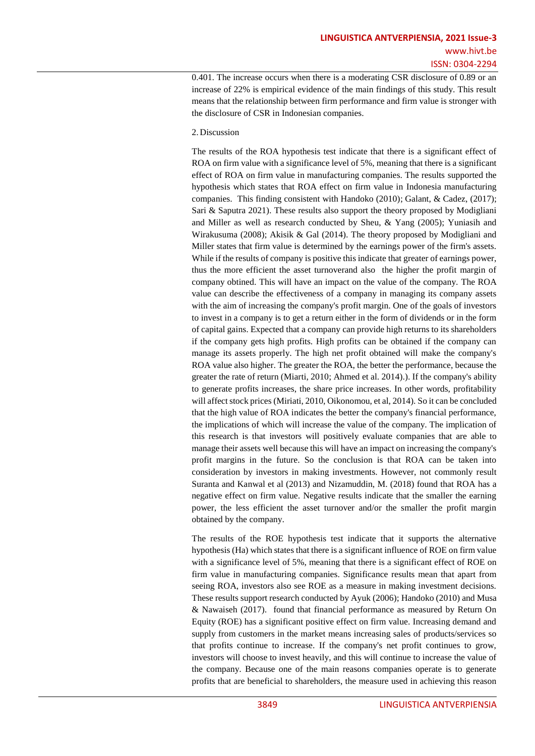0.401. The increase occurs when there is a moderating CSR disclosure of 0.89 or an increase of 22% is empirical evidence of the main findings of this study. This result means that the relationship between firm performance and firm value is stronger with the disclosure of CSR in Indonesian companies.

2. Discussion

The results of the ROA hypothesis test indicate that there is a significant effect of ROA on firm value with a significance level of 5%, meaning that there is a significant effect of ROA on firm value in manufacturing companies. The results supported the hypothesis which states that ROA effect on firm value in Indonesia manufacturing companies. This finding consistent with Handoko (2010); Galant, & Cadez, (2017); Sari & Saputra 2021). These results also support the theory proposed by Modigliani and Miller as well as research conducted by Sheu, & Yang (2005); Yuniasih and Wirakusuma (2008); Akisik & Gal (2014). The theory proposed by Modigliani and Miller states that firm value is determined by the earnings power of the firm's assets. While if the results of company is positive this indicate that greater of earnings power, thus the more efficient the asset turnoverand also the higher the profit margin of company obtined. This will have an impact on the value of the company. The ROA value can describe the effectiveness of a company in managing its company assets with the aim of increasing the company's profit margin. One of the goals of investors to invest in a company is to get a return either in the form of dividends or in the form of capital gains. Expected that a company can provide high returns to its shareholders if the company gets high profits. High profits can be obtained if the company can manage its assets properly. The high net profit obtained will make the company's ROA value also higher. The greater the ROA, the better the performance, because the greater the rate of return (Miarti, 2010; Ahmed et al. 2014).). If the company's ability to generate profits increases, the share price increases. In other words, profitability will affect stock prices (Miriati, 2010, Oikonomou, et al, 2014). So it can be concluded that the high value of ROA indicates the better the company's financial performance, the implications of which will increase the value of the company. The implication of this research is that investors will positively evaluate companies that are able to manage their assets well because this will have an impact on increasing the company's profit margins in the future. So the conclusion is that ROA can be taken into consideration by investors in making investments. However, not commonly result Suranta and Kanwal et al (2013) and Nizamuddin, M. (2018) found that ROA has a negative effect on firm value. Negative results indicate that the smaller the earning power, the less efficient the asset turnover and/or the smaller the profit margin obtained by the company.

The results of the ROE hypothesis test indicate that it supports the alternative hypothesis (Ha) which states that there is a significant influence of ROE on firm value with a significance level of 5%, meaning that there is a significant effect of ROE on firm value in manufacturing companies. Significance results mean that apart from seeing ROA, investors also see ROE as a measure in making investment decisions. These results support research conducted by Ayuk (2006); Handoko (2010) and Musa & Nawaiseh (2017). found that financial performance as measured by Return On Equity (ROE) has a significant positive effect on firm value. Increasing demand and supply from customers in the market means increasing sales of products/services so that profits continue to increase. If the company's net profit continues to grow, investors will choose to invest heavily, and this will continue to increase the value of the company. Because one of the main reasons companies operate is to generate profits that are beneficial to shareholders, the measure used in achieving this reason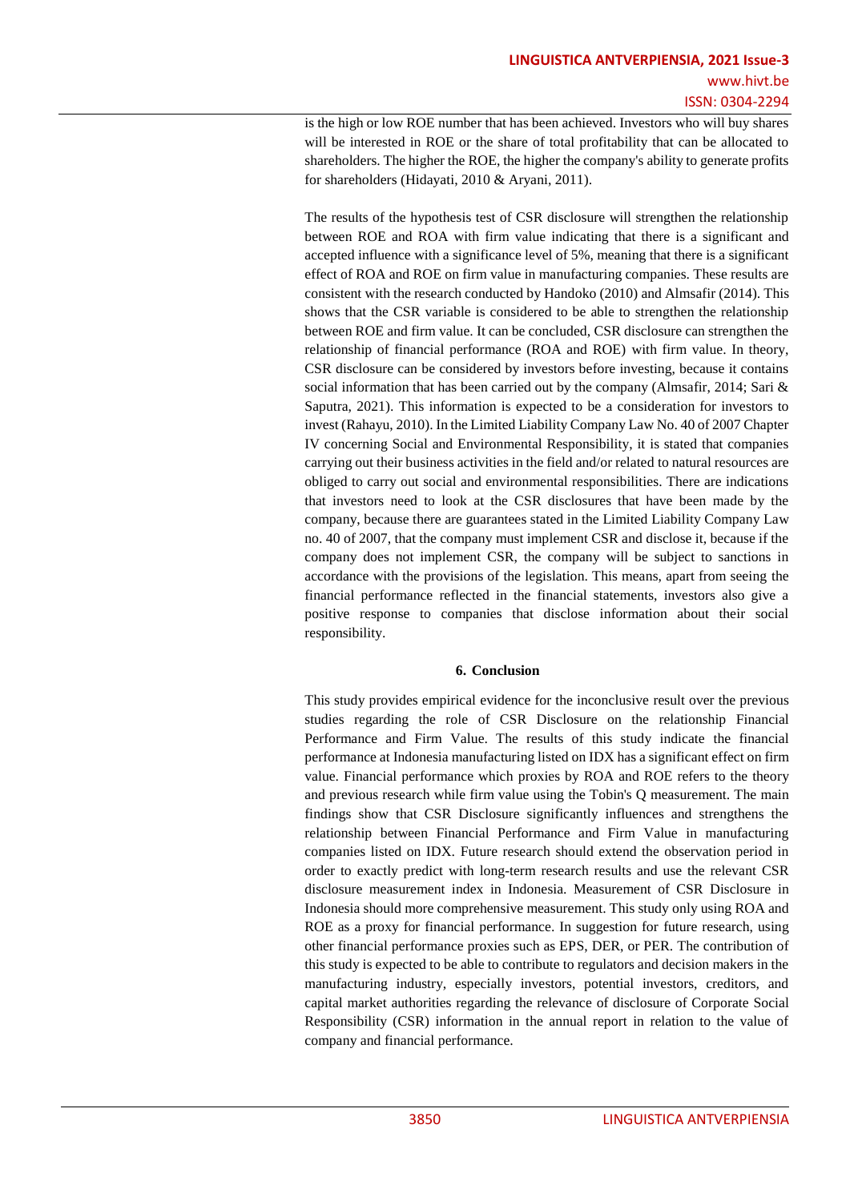is the high or low ROE number that has been achieved. Investors who will buy shares will be interested in ROE or the share of total profitability that can be allocated to shareholders. The higher the ROE, the higher the company's ability to generate profits for shareholders (Hidayati, 2010 & Aryani, 2011).

The results of the hypothesis test of CSR disclosure will strengthen the relationship between ROE and ROA with firm value indicating that there is a significant and accepted influence with a significance level of 5%, meaning that there is a significant effect of ROA and ROE on firm value in manufacturing companies. These results are consistent with the research conducted by Handoko (2010) and Almsafir (2014). This shows that the CSR variable is considered to be able to strengthen the relationship between ROE and firm value. It can be concluded, CSR disclosure can strengthen the relationship of financial performance (ROA and ROE) with firm value. In theory, CSR disclosure can be considered by investors before investing, because it contains social information that has been carried out by the company (Almsafir, 2014; Sari & Saputra, 2021). This information is expected to be a consideration for investors to invest (Rahayu, 2010). In the Limited Liability Company Law No. 40 of 2007 Chapter IV concerning Social and Environmental Responsibility, it is stated that companies carrying out their business activities in the field and/or related to natural resources are obliged to carry out social and environmental responsibilities. There are indications that investors need to look at the CSR disclosures that have been made by the company, because there are guarantees stated in the Limited Liability Company Law no. 40 of 2007, that the company must implement CSR and disclose it, because if the company does not implement CSR, the company will be subject to sanctions in accordance with the provisions of the legislation. This means, apart from seeing the financial performance reflected in the financial statements, investors also give a positive response to companies that disclose information about their social responsibility.

## 6. Conclusion

This study provides empirical evidence for the inconclusive result over the previous studies regarding the role of CSR Disclosure on the relationship Financial Performance and Firm Value. The results of this study indicate the financial performance at Indonesia manufacturing listed on IDX has a significant effect on firm value. Financial performance which proxies by ROA and ROE refers to the theory and previous research while firm value using the Tobin's Q measurement. The main findings show that CSR Disclosure significantly influences and strengthens the relationship between Financial Performance and Firm Value in manufacturing companies listed on IDX. Future research should extend the observation period in order to exactly predict with long-term research results and use the relevant CSR disclosure measurement index in Indonesia. Measurement of CSR Disclosure in Indonesia should more comprehensive measurement. This study only using ROA and ROE as a proxy for financial performance. In suggestion for future research, using other financial performance proxies such as EPS, DER, or PER. The contribution of this study is expected to be able to contribute to regulators and decision makers in the manufacturing industry, especially investors, potential investors, creditors, and capital market authorities regarding the relevance of disclosure of Corporate Social Responsibility (CSR) information in the annual report in relation to the value of company and financial performance.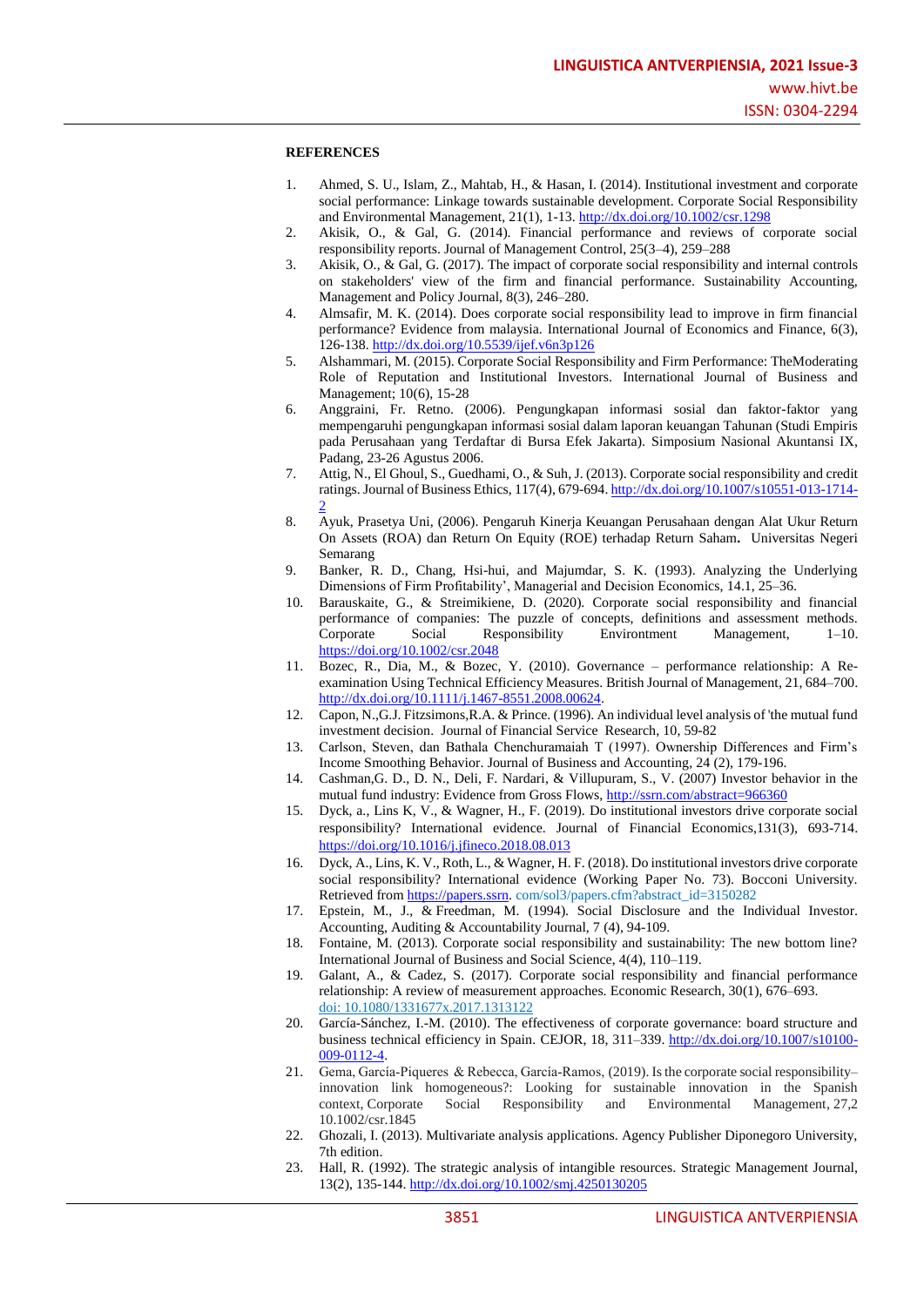**REFERENCES**

1. Ahmed, S. U., Islam, Z., Mahtab, H., & Hasan, I. (2014). Institutional investment and corporate social performance: Linkage towards sustainable development. Corporate Social Responsibility and Environmental Management, 21(1), 1-13. http://dx.doi.org/10.1002/csr.1298
2. Akisik, O., & Gal, G. (2014). Financial performance and reviews of corporate social responsibility reports. Journal of Management Control, 25(3–4), 259–288
3. Akisik, O., & Gal, G. (2017). The impact of corporate social responsibility and internal controls on stakeholders' view of the firm and financial performance. Sustainability Accounting, Management and Policy Journal, 8(3), 246–280.
4. Almsafir, M. K. (2014). Does corporate social responsibility lead to improve in firm financial performance? Evidence from malaysia. International Journal of Economics and Finance, 6(3), 126-138. http://dx.doi.org/10.5539/ijef.v6n3p126
5. Alshammari, M. (2015). Corporate Social Responsibility and Firm Performance: TheModerating Role of Reputation and Institutional Investors. International Journal of Business and Management; 10(6), 15-28
6. Anggraini, Fr. Retno. (2006). Pengungkapan informasi sosial dan faktor-faktor yang mempengaruhi pengungkapan informasi sosial dalam laporan keuangan Tahunan (Studi Empiris pada Perusahaan yang Terdaftar di Bursa Efek Jakarta). Simposium Nasional Akuntansi IX, Padang, 23-26 Agustus 2006.
7. Attig, N., El Ghoul, S., Guedhami, O., & Suh, J. (2013). Corporate social responsibility and credit ratings. Journal of Business Ethics, 117(4), 679-694. http://dx.doi.org/10.1007/s10551-013-1714-2
8. Ayuk, Prasetya Uni, (2006). Pengaruh Kinerja Keuangan Perusahaan dengan Alat Ukur Return On Assets (ROA) dan Return On Equity (ROE) terhadap Return Saham**.** Universitas Negeri Semarang
9. Banker, R. D., Chang, Hsi-hui, and Majumdar, S. K. (1993). Analyzing the Underlying Dimensions of Firm Profitability', Managerial and Decision Economics, 14.1, 25–36.
10. Barauskaite, G., & Streimikiene, D. (2020). Corporate social responsibility and financial performance of companies: The puzzle of concepts, definitions and assessment methods. Corporate Social Responsibility Environtment Management, 1–10. https://doi.org/10.1002/csr.2048
11. Bozec, R., Dia, M., & Bozec, Y. (2010). Governance – performance relationship: A Re-examination Using Technical Efficiency Measures. British Journal of Management, 21, 684–700. http://dx.doi.org/10.1111/j.1467-8551.2008.00624.
12. Capon, N.,G.J. Fitzsimons,R.A. & Prince. (1996). An individual level analysis of 'the mutual fund investment decision. Journal of Financial Service Research, 10, 59-82
13. Carlson, Steven, dan Bathala Chenchuramaiah T (1997). Ownership Differences and Firm's Income Smoothing Behavior. Journal of Business and Accounting, 24 (2), 179-196.
14. Cashman,G. D., D. N., Deli, F. Nardari, & Villupuram, S., V. (2007) Investor behavior in the mutual fund industry: Evidence from Gross Flows, http://ssrn.com/abstract=966360
15. Dyck, a., Lins K, V., & Wagner, H., F. (2019). Do institutional investors drive corporate social responsibility? International evidence. Journal of Financial Economics,131(3), 693-714. https://doi.org/10.1016/j.jfineco.2018.08.013
16. Dyck, A., Lins, K. V., Roth, L., & Wagner, H. F. (2018). Do institutional investors drive corporate social responsibility? International evidence (Working Paper No. 73). Bocconi University. Retrieved from https://papers.ssrn. com/sol3/papers.cfm?abstract_id=3150282
17. Epstein, M., J., & Freedman, M. (1994). Social Disclosure and the Individual Investor. Accounting, Auditing & Accountability Journal, 7 (4), 94-109.
18. Fontaine, M. (2013). Corporate social responsibility and sustainability: The new bottom line? International Journal of Business and Social Science, 4(4), 110–119.
19. Galant, A., & Cadez, S. (2017). Corporate social responsibility and financial performance relationship: A review of measurement approaches. Economic Research, 30(1), 676–693. doi: 10.1080/1331677x.2017.1313122
20. García-Sánchez, I.-M. (2010). The effectiveness of corporate governance: board structure and business technical efficiency in Spain. CEJOR, 18, 311–339. http://dx.doi.org/10.1007/s10100-009-0112-4.
21. Gema, García‐Piqueres & Rebecca, García‐Ramos, (2019). Is the corporate social responsibility–innovation link homogeneous?: Looking for sustainable innovation in the Spanish context, Corporate Social Responsibility and Environmental Management, 27,2 10.1002/csr.1845
22. Ghozali, I. (2013). Multivariate analysis applications. Agency Publisher Diponegoro University, 7th edition.
23. Hall, R. (1992). The strategic analysis of intangible resources. Strategic Management Journal, 13(2), 135-144. http://dx.doi.org/10.1002/smj.4250130205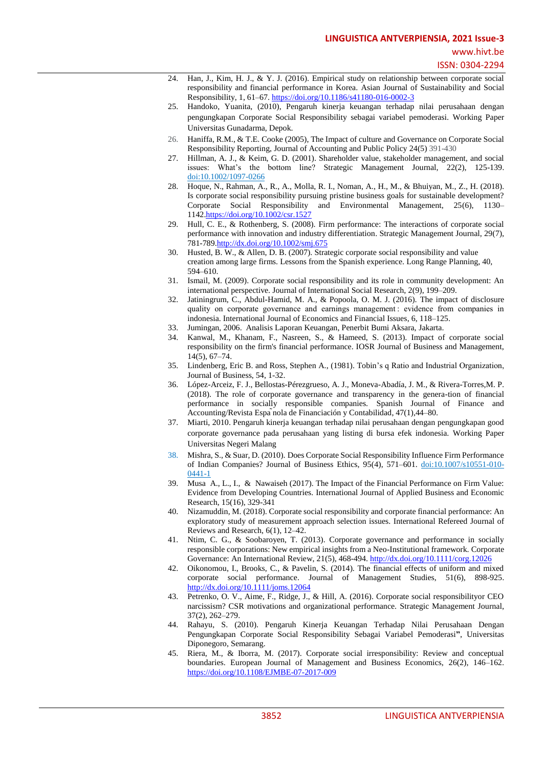24. Han, J., Kim, H. J., & Y. J. (2016). Empirical study on relationship between corporate social responsibility and financial performance in Korea. Asian Journal of Sustainability and Social Responsibility, 1, 61–67. https://doi.org/10.1186/s41180-016-0002-3
25. Handoko, Yuanita, (2010), Pengaruh kinerja keuangan terhadap nilai perusahaan dengan pengungkapan Corporate Social Responsibility sebagai variabel pemoderasi. Working Paper Universitas Gunadarma, Depok.
26. Haniffa, R.M., & T.E. Cooke (2005), The Impact of culture and Governance on Corporate Social Responsibility Reporting, Journal of Accounting and Public Policy 24(5) 391-430
27. Hillman, A. J., & Keim, G. D. (2001). Shareholder value, stakeholder management, and social issues: What's the bottom line? Strategic Management Journal, 22(2), 125-139. doi:10.1002/1097-0266
28. Hoque, N., Rahman, A., R., A., Molla, R. I., Noman, A., H., M., & Bhuiyan, M., Z., H. (2018). Is corporate social responsibility pursuing pristine business goals for sustainable development? Corporate Social Responsibility and Environmental Management, 25(6), 1130–1142.https://doi.org/10.1002/csr.1527
29. Hull, C. E., & Rothenberg, S. (2008). Firm performance: The interactions of corporate social performance with innovation and industry differentiation. Strategic Management Journal, 29(7), 781-789.http://dx.doi.org/10.1002/smj.675
30. Husted, B. W., & Allen, D. B. (2007). Strategic corporate social responsibility and value creation among large firms. Lessons from the Spanish experience. Long Range Planning, 40, 594–610.
31. Ismail, M. (2009). Corporate social responsibility and its role in community development: An international perspective. Journal of International Social Research, 2(9), 199–209.
32. Jatiningrum, C., Abdul-Hamid, M. A., & Popoola, O. M. J. (2016). The impact of disclosure quality on corporate governance and earnings management : evidence from companies in indonesia. International Journal of Economics and Financial Issues, 6, 118–125.
33. Jumingan, 2006. Analisis Laporan Keuangan, Penerbit Bumi Aksara, Jakarta.
34. Kanwal, M., Khanam, F., Nasreen, S., & Hameed, S. (2013). Impact of corporate social responsibility on the firm's financial performance. IOSR Journal of Business and Management, 14(5), 67–74.
35. Lindenberg, Eric B. and Ross, Stephen A., (1981). Tobin's q Ratio and Industrial Organization, Journal of Business, 54, 1-32.
36. López-Arceiz, F. J., Bellostas-Pérezgrueso, A. J., Moneva-Abadía, J. M., & Rivera-Torres,M. P. (2018). The role of corporate governance and transparency in the genera-tion of financial performance in socially responsible companies. Spanish Journal of Finance and Accounting/Revista Española de Financiación y Contabilidad, 47(1),44–80.
37. Miarti, 2010. Pengaruh kinerja keuangan terhadap nilai perusahaan dengan pengungkapan good corporate governance pada perusahaan yang listing di bursa efek indonesia. Working Paper Universitas Negeri Malang
38. Mishra, S., & Suar, D. (2010). Does Corporate Social Responsibility Influence Firm Performance of Indian Companies? Journal of Business Ethics, 95(4), 571–601. doi:10.1007/s10551-010-0441-1
39. Musa A., L., I., & Nawaiseh (2017). The Impact of the Financial Performance on Firm Value: Evidence from Developing Countries. International Journal of Applied Business and Economic Research, 15(16), 329-341
40. Nizamuddin, M. (2018). Corporate social responsibility and corporate financial performance: An exploratory study of measurement approach selection issues. International Refereed Journal of Reviews and Research, 6(1), 12–42.
41. Ntim, C. G., & Soobaroyen, T. (2013). Corporate governance and performance in socially responsible corporations: New empirical insights from a Neo-Institutional framework. Corporate Governance: An International Review, 21(5), 468-494. http://dx.doi.org/10.1111/corg.12026
42. Oikonomou, I., Brooks, C., & Pavelin, S. (2014). The financial effects of uniform and mixed corporate social performance. Journal of Management Studies, 51(6), 898-925. http://dx.doi.org/10.1111/joms.12064
43. Petrenko, O. V., Aime, F., Ridge, J., & Hill, A. (2016). Corporate social responsibilityor CEO narcissism? CSR motivations and organizational performance. Strategic Management Journal, 37(2), 262–279.
44. Rahayu, S. (2010). Pengaruh Kinerja Keuangan Terhadap Nilai Perusahaan Dengan Pengungkapan Corporate Social Responsibility Sebagai Variabel Pemoderasi", Universitas Diponegoro, Semarang.
45. Riera, M., & Iborra, M. (2017). Corporate social irresponsibility: Review and conceptual boundaries. European Journal of Management and Business Economics, 26(2), 146–162. https://doi.org/10.1108/EJMBE-07-2017-009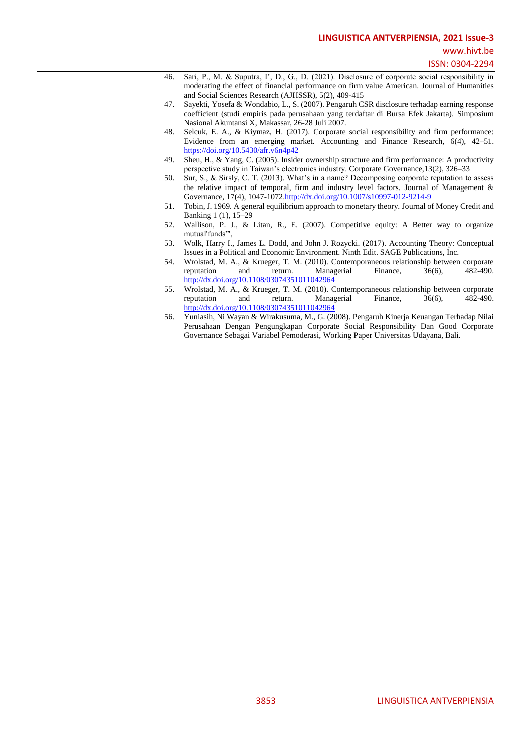46. Sari, P., M. & Suputra, I', D., G., D. (2021). Disclosure of corporate social responsibility in moderating the effect of financial performance on firm value American. Journal of Humanities and Social Sciences Research (AJHSSR), 5(2), 409-415
47. Sayekti, Yosefa & Wondabio, L., S. (2007). Pengaruh CSR disclosure terhadap earning response coefficient (studi empiris pada perusahaan yang terdaftar di Bursa Efek Jakarta). Simposium Nasional Akuntansi X, Makassar, 26-28 Juli 2007.
48. Selcuk, E. A., & Kiymaz, H. (2017). Corporate social responsibility and firm performance: Evidence from an emerging market. Accounting and Finance Research, 6(4), 42–51. https://doi.org/10.5430/afr.v6n4p42
49. Sheu, H., & Yang, C. (2005). Insider ownership structure and firm performance: A productivity perspective study in Taiwan's electronics industry. Corporate Governance,13(2), 326–33
50. Sur, S., & Sirsly, C. T. (2013). What's in a name? Decomposing corporate reputation to assess the relative impact of temporal, firm and industry level factors. Journal of Management & Governance, 17(4), 1047-1072.http://dx.doi.org/10.1007/s10997-012-9214-9
51. Tobin, J. 1969. A general equilibrium approach to monetary theory. Journal of Money Credit and Banking 1 (1), 15–29
52. Wallison, P. J., & Litan, R., E. (2007). Competitive equity: A Better way to organize mutual'funds'",
53. Wolk, Harry I., James L. Dodd, and John J. Rozycki. (2017). Accounting Theory: Conceptual Issues in a Political and Economic Environment. Ninth Edit. SAGE Publications, Inc.
54. Wrolstad, M. A., & Krueger, T. M. (2010). Contemporaneous relationship between corporate reputation and return. Managerial Finance, 36(6), 482-490. http://dx.doi.org/10.1108/03074351011042964
55. Wrolstad, M. A., & Krueger, T. M. (2010). Contemporaneous relationship between corporate reputation and return. Managerial Finance, 36(6), 482-490. http://dx.doi.org/10.1108/03074351011042964
56. Yuniasih, Ni Wayan & Wirakusuma, M., G. (2008). Pengaruh Kinerja Keuangan Terhadap Nilai Perusahaan Dengan Pengungkapan Corporate Social Responsibility Dan Good Corporate Governance Sebagai Variabel Pemoderasi, Working Paper Universitas Udayana, Bali.